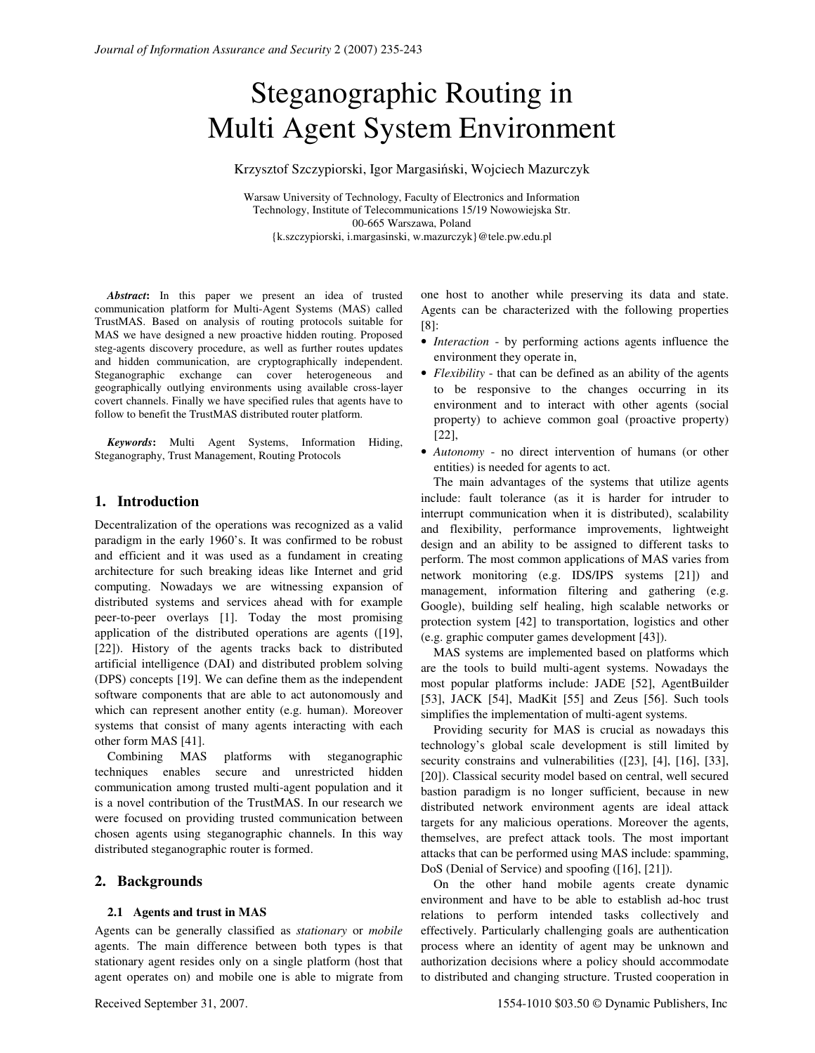# Steganographic Routing in Multi Agent System Environment

Krzysztof Szczypiorski, Igor Margasiński, Wojciech Mazurczyk

Warsaw University of Technology, Faculty of Electronics and Information Technology, Institute of Telecommunications 15/19 Nowowiejska Str.
00-665 Warszawa, Poland
{k.szczypiorski, i.margasinski, w.mazurczyk}@tele.pw.edu.pl

***Abstract***: In this paper we present an idea of trusted communication platform for Multi-Agent Systems (MAS) called TrustMAS. Based on analysis of routing protocols suitable for MAS we have designed a new proactive hidden routing. Proposed steg-agents discovery procedure, as well as further routes updates and hidden communication, are cryptographically independent. Steganographic exchange can cover heterogeneous and geographically outlying environments using available cross-layer covert channels. Finally we have specified rules that agents have to follow to benefit the TrustMAS distributed router platform.

***Keywords***: Multi Agent Systems, Information Hiding, Steganography, Trust Management, Routing Protocols

## 1. Introduction

Decentralization of the operations was recognized as a valid paradigm in the early 1960's. It was confirmed to be robust and efficient and it was used as a fundament in creating architecture for such breaking ideas like Internet and grid computing. Nowadays we are witnessing expansion of distributed systems and services ahead with for example peer-to-peer overlays [1]. Today the most promising application of the distributed operations are agents ([19], [22]). History of the agents tracks back to distributed artificial intelligence (DAI) and distributed problem solving (DPS) concepts [19]. We can define them as the independent software components that are able to act autonomously and which can represent another entity (e.g. human). Moreover systems that consist of many agents interacting with each other form MAS [41].

Combining MAS platforms with steganographic techniques enables secure and unrestricted hidden communication among trusted multi-agent population and it is a novel contribution of the TrustMAS. In our research we were focused on providing trusted communication between chosen agents using steganographic channels. In this way distributed steganographic router is formed.

## 2. Backgrounds

### 2.1 Agents and trust in MAS

Agents can be generally classified as *stationary* or *mobile* agents. The main difference between both types is that stationary agent resides only on a single platform (host that agent operates on) and mobile one is able to migrate from one host to another while preserving its data and state. Agents can be characterized with the following properties [8]:

- *Interaction* - by performing actions agents influence the environment they operate in,
- *Flexibility* - that can be defined as an ability of the agents to be responsive to the changes occurring in its environment and to interact with other agents (social property) to achieve common goal (proactive property) [22],
- *Autonomy* - no direct intervention of humans (or other entities) is needed for agents to act.

The main advantages of the systems that utilize agents include: fault tolerance (as it is harder for intruder to interrupt communication when it is distributed), scalability and flexibility, performance improvements, lightweight design and an ability to be assigned to different tasks to perform. The most common applications of MAS varies from network monitoring (e.g. IDS/IPS systems [21]) and management, information filtering and gathering (e.g. Google), building self healing, high scalable networks or protection system [42] to transportation, logistics and other (e.g. graphic computer games development [43]).

MAS systems are implemented based on platforms which are the tools to build multi-agent systems. Nowadays the most popular platforms include: JADE [52], AgentBuilder [53], JACK [54], MadKit [55] and Zeus [56]. Such tools simplifies the implementation of multi-agent systems.

Providing security for MAS is crucial as nowadays this technology's global scale development is still limited by security constrains and vulnerabilities ([23], [4], [16], [33], [20]). Classical security model based on central, well secured bastion paradigm is no longer sufficient, because in new distributed network environment agents are ideal attack targets for any malicious operations. Moreover the agents, themselves, are prefect attack tools. The most important attacks that can be performed using MAS include: spamming, DoS (Denial of Service) and spoofing ([16], [21]).

On the other hand mobile agents create dynamic environment and have to be able to establish ad-hoc trust relations to perform intended tasks collectively and effectively. Particularly challenging goals are authentication process where an identity of agent may be unknown and authorization decisions where a policy should accommodate to distributed and changing structure. Trusted cooperation in

Received September 31, 2007.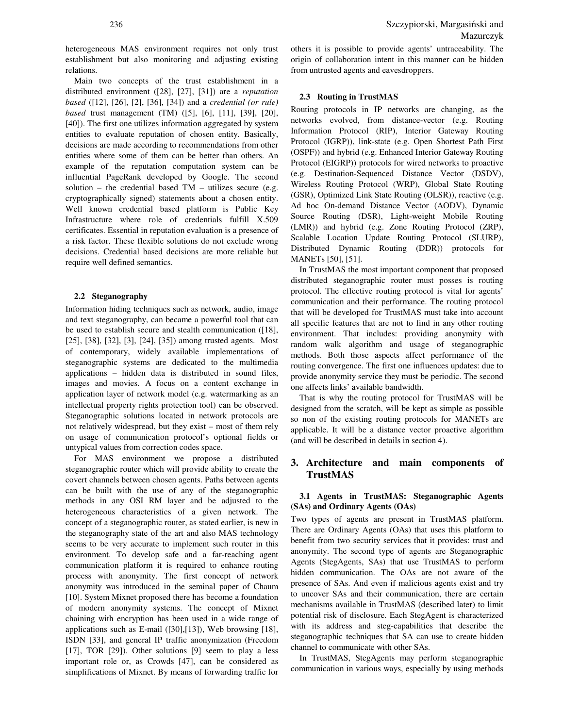heterogeneous MAS environment requires not only trust establishment but also monitoring and adjusting existing relations.

Main two concepts of the trust establishment in a distributed environment ([28], [27], [31]) are a *reputation based* ([12], [26], [2], [36], [34]) and a *credential (or rule) based* trust management (TM) ([5], [6], [11], [39], [20], [40]). The first one utilizes information aggregated by system entities to evaluate reputation of chosen entity. Basically, decisions are made according to recommendations from other entities where some of them can be better than others. An example of the reputation computation system can be influential PageRank developed by Google. The second solution – the credential based TM – utilizes secure (e.g. cryptographically signed) statements about a chosen entity. Well known credential based platform is Public Key Infrastructure where role of credentials fulfill X.509 certificates. Essential in reputation evaluation is a presence of a risk factor. These flexible solutions do not exclude wrong decisions. Credential based decisions are more reliable but require well defined semantics.

### 2.2 Steganography

Information hiding techniques such as network, audio, image and text steganography, can became a powerful tool that can be used to establish secure and stealth communication ([18], [25], [38], [32], [3], [24], [35]) among trusted agents. Most of contemporary, widely available implementations of steganographic systems are dedicated to the multimedia applications – hidden data is distributed in sound files, images and movies. A focus on a content exchange in application layer of network model (e.g. watermarking as an intellectual property rights protection tool) can be observed. Steganographic solutions located in network protocols are not relatively widespread, but they exist – most of them rely on usage of communication protocol's optional fields or untypical values from correction codes space.

For MAS environment we propose a distributed steganographic router which will provide ability to create the covert channels between chosen agents. Paths between agents can be built with the use of any of the steganographic methods in any OSI RM layer and be adjusted to the heterogeneous characteristics of a given network. The concept of a steganographic router, as stated earlier, is new in the steganography state of the art and also MAS technology seems to be very accurate to implement such router in this environment. To develop safe and a far-reaching agent communication platform it is required to enhance routing process with anonymity. The first concept of network anonymity was introduced in the seminal paper of Chaum [10]. System Mixnet proposed there has become a foundation of modern anonymity systems. The concept of Mixnet chaining with encryption has been used in a wide range of applications such as E-mail ([30],[13]), Web browsing [18], ISDN [33], and general IP traffic anonymization (Freedom [17], TOR [29]). Other solutions [9] seem to play a less important role or, as Crowds [47], can be considered as simplifications of Mixnet. By means of forwarding traffic for others it is possible to provide agents' untraceability. The origin of collaboration intent in this manner can be hidden from untrusted agents and eavesdroppers.

### 2.3 Routing in TrustMAS

Routing protocols in IP networks are changing, as the networks evolved, from distance-vector (e.g. Routing Information Protocol (RIP), Interior Gateway Routing Protocol (IGRP)), link-state (e.g. Open Shortest Path First (OSPF)) and hybrid (e.g. Enhanced Interior Gateway Routing Protocol (EIGRP)) protocols for wired networks to proactive (e.g. Destination-Sequenced Distance Vector (DSDV), Wireless Routing Protocol (WRP), Global State Routing (GSR), Optimized Link State Routing (OLSR)), reactive (e.g. Ad hoc On-demand Distance Vector (AODV), Dynamic Source Routing (DSR), Light-weight Mobile Routing (LMR)) and hybrid (e.g. Zone Routing Protocol (ZRP), Scalable Location Update Routing Protocol (SLURP), Distributed Dynamic Routing (DDR)) protocols for MANETs [50], [51].

In TrustMAS the most important component that proposed distributed steganographic router must posses is routing protocol. The effective routing protocol is vital for agents' communication and their performance. The routing protocol that will be developed for TrustMAS must take into account all specific features that are not to find in any other routing environment. That includes: providing anonymity with random walk algorithm and usage of steganographic methods. Both those aspects affect performance of the routing convergence. The first one influences updates: due to provide anonymity service they must be periodic. The second one affects links' available bandwidth.

That is why the routing protocol for TrustMAS will be designed from the scratch, will be kept as simple as possible so non of the existing routing protocols for MANETs are applicable. It will be a distance vector proactive algorithm (and will be described in details in section 4).

## 3. Architecture and main components of TrustMAS

### 3.1 Agents in TrustMAS: Steganographic Agents (SAs) and Ordinary Agents (OAs)

Two types of agents are present in TrustMAS platform. There are Ordinary Agents (OAs) that uses this platform to benefit from two security services that it provides: trust and anonymity. The second type of agents are Steganographic Agents (StegAgents, SAs) that use TrustMAS to perform hidden communication. The OAs are not aware of the presence of SAs. And even if malicious agents exist and try to uncover SAs and their communication, there are certain mechanisms available in TrustMAS (described later) to limit potential risk of disclosure. Each StegAgent is characterized with its address and steg-capabilities that describe the steganographic techniques that SA can use to create hidden channel to communicate with other SAs.

In TrustMAS, StegAgents may perform steganographic communication in various ways, especially by using methods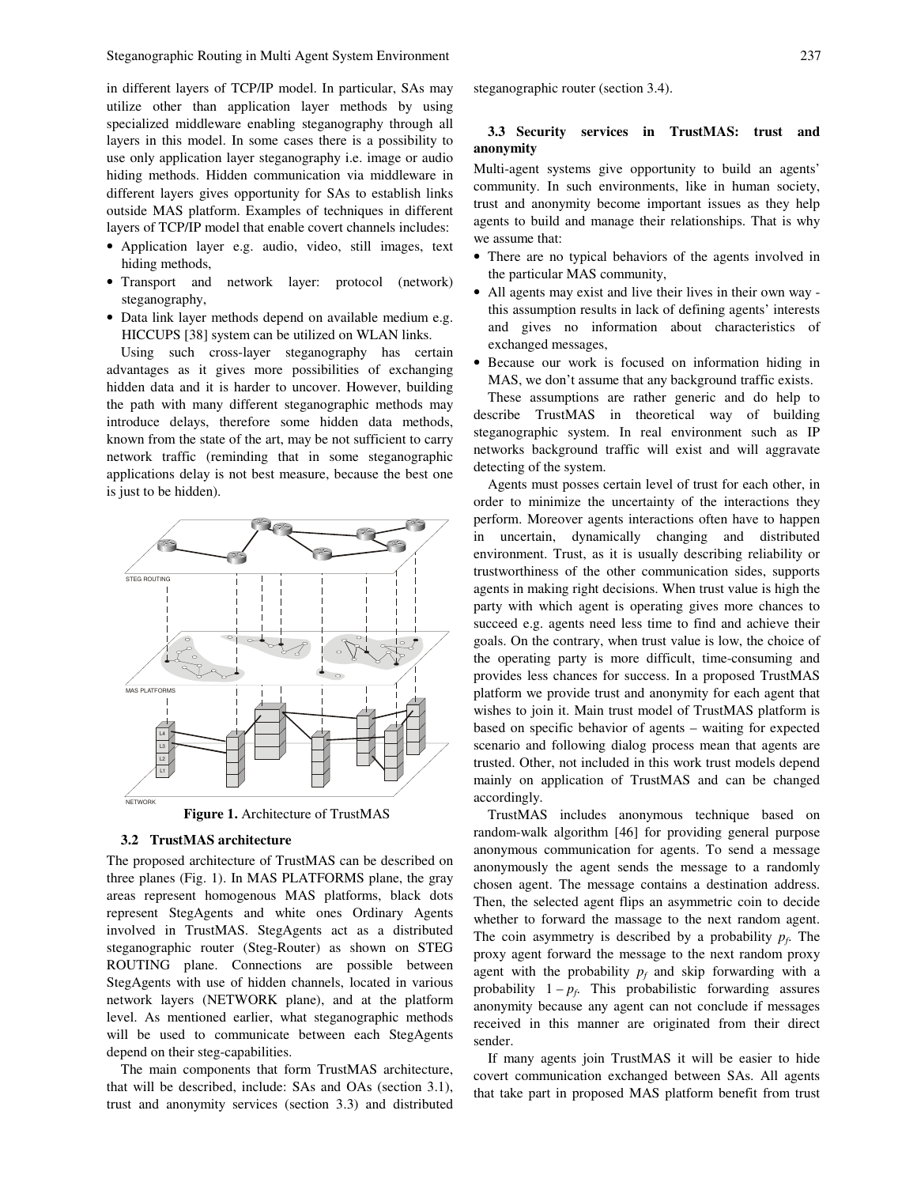in different layers of TCP/IP model. In particular, SAs may utilize other than application layer methods by using specialized middleware enabling steganography through all layers in this model. In some cases there is a possibility to use only application layer steganography i.e. image or audio hiding methods. Hidden communication via middleware in different layers gives opportunity for SAs to establish links outside MAS platform. Examples of techniques in different layers of TCP/IP model that enable covert channels includes:

- Application layer e.g. audio, video, still images, text hiding methods,
- Transport and network layer: protocol (network) steganography,
- Data link layer methods depend on available medium e.g. HICCUPS [38] system can be utilized on WLAN links.

Using such cross-layer steganography has certain advantages as it gives more possibilities of exchanging hidden data and it is harder to uncover. However, building the path with many different steganographic methods may introduce delays, therefore some hidden data methods, known from the state of the art, may be not sufficient to carry network traffic (reminding that in some steganographic applications delay is not best measure, because the best one is just to be hidden).

**Figure 1.** Architecture of TrustMAS

### 3.2 TrustMAS architecture

The proposed architecture of TrustMAS can be described on three planes (Fig. 1). In MAS PLATFORMS plane, the gray areas represent homogenous MAS platforms, black dots represent StegAgents and white ones Ordinary Agents involved in TrustMAS. StegAgents act as a distributed steganographic router (Steg-Router) as shown on STEG ROUTING plane. Connections are possible between StegAgents with use of hidden channels, located in various network layers (NETWORK plane), and at the platform level. As mentioned earlier, what steganographic methods will be used to communicate between each StegAgents depend on their steg-capabilities.

The main components that form TrustMAS architecture, that will be described, include: SAs and OAs (section 3.1), trust and anonymity services (section 3.3) and distributed steganographic router (section 3.4).

### 3.3 Security services in TrustMAS: trust and anonymity

Multi-agent systems give opportunity to build an agents' community. In such environments, like in human society, trust and anonymity become important issues as they help agents to build and manage their relationships. That is why we assume that:

- There are no typical behaviors of the agents involved in the particular MAS community,
- All agents may exist and live their lives in their own way - this assumption results in lack of defining agents' interests and gives no information about characteristics of exchanged messages,
- Because our work is focused on information hiding in MAS, we don't assume that any background traffic exists.

These assumptions are rather generic and do help to describe TrustMAS in theoretical way of building steganographic system. In real environment such as IP networks background traffic will exist and will aggravate detecting of the system.

Agents must posses certain level of trust for each other, in order to minimize the uncertainty of the interactions they perform. Moreover agents interactions often have to happen in uncertain, dynamically changing and distributed environment. Trust, as it is usually describing reliability or trustworthiness of the other communication sides, supports agents in making right decisions. When trust value is high the party with which agent is operating gives more chances to succeed e.g. agents need less time to find and achieve their goals. On the contrary, when trust value is low, the choice of the operating party is more difficult, time-consuming and provides less chances for success. In a proposed TrustMAS platform we provide trust and anonymity for each agent that wishes to join it. Main trust model of TrustMAS platform is based on specific behavior of agents – waiting for expected scenario and following dialog process mean that agents are trusted. Other, not included in this work trust models depend mainly on application of TrustMAS and can be changed accordingly.

TrustMAS includes anonymous technique based on random-walk algorithm [46] for providing general purpose anonymous communication for agents. To send a message anonymously the agent sends the message to a randomly chosen agent. The message contains a destination address. Then, the selected agent flips an asymmetric coin to decide whether to forward the massage to the next random agent. The coin asymmetry is described by a probability $p_f$. The proxy agent forward the message to the next random proxy agent with the probability $p_f$ and skip forwarding with a probability $1 - p_f$. This probabilistic forwarding assures anonymity because any agent can not conclude if messages received in this manner are originated from their direct sender.

If many agents join TrustMAS it will be easier to hide covert communication exchanged between SAs. All agents that take part in proposed MAS platform benefit from trust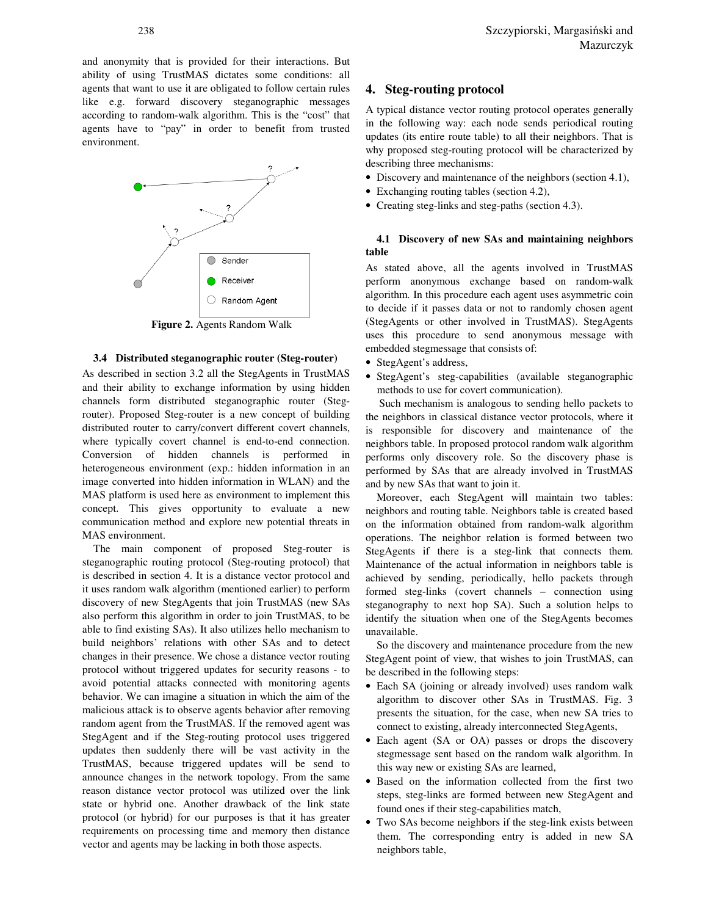and anonymity that is provided for their interactions. But ability of using TrustMAS dictates some conditions: all agents that want to use it are obligated to follow certain rules like e.g. forward discovery steganographic messages according to random-walk algorithm. This is the "cost" that agents have to "pay" in order to benefit from trusted environment.

**Figure 2.** Agents Random Walk

### 3.4 Distributed steganographic router (Steg-router)

As described in section 3.2 all the StegAgents in TrustMAS and their ability to exchange information by using hidden channels form distributed steganographic router (Steg-router). Proposed Steg-router is a new concept of building distributed router to carry/convert different covert channels, where typically covert channel is end-to-end connection. Conversion of hidden channels is performed in heterogeneous environment (exp.: hidden information in an image converted into hidden information in WLAN) and the MAS platform is used here as environment to implement this concept. This gives opportunity to evaluate a new communication method and explore new potential threats in MAS environment.

The main component of proposed Steg-router is steganographic routing protocol (Steg-routing protocol) that is described in section 4. It is a distance vector protocol and it uses random walk algorithm (mentioned earlier) to perform discovery of new StegAgents that join TrustMAS (new SAs also perform this algorithm in order to join TrustMAS, to be able to find existing SAs). It also utilizes hello mechanism to build neighbors' relations with other SAs and to detect changes in their presence. We chose a distance vector routing protocol without triggered updates for security reasons - to avoid potential attacks connected with monitoring agents behavior. We can imagine a situation in which the aim of the malicious attack is to observe agents behavior after removing random agent from the TrustMAS. If the removed agent was StegAgent and if the Steg-routing protocol uses triggered updates then suddenly there will be vast activity in the TrustMAS, because triggered updates will be send to announce changes in the network topology. From the same reason distance vector protocol was utilized over the link state or hybrid one. Another drawback of the link state protocol (or hybrid) for our purposes is that it has greater requirements on processing time and memory then distance vector and agents may be lacking in both those aspects.

## 4. Steg-routing protocol

A typical distance vector routing protocol operates generally in the following way: each node sends periodical routing updates (its entire route table) to all their neighbors. That is why proposed steg-routing protocol will be characterized by describing three mechanisms:

- Discovery and maintenance of the neighbors (section 4.1),
- Exchanging routing tables (section 4.2),
- Creating steg-links and steg-paths (section 4.3).

### 4.1 Discovery of new SAs and maintaining neighbors table

As stated above, all the agents involved in TrustMAS perform anonymous exchange based on random-walk algorithm. In this procedure each agent uses asymmetric coin to decide if it passes data or not to randomly chosen agent (StegAgents or other involved in TrustMAS). StegAgents uses this procedure to send anonymous message with embedded stegmessage that consists of:

- StegAgent's address,
- StegAgent's steg-capabilities (available steganographic methods to use for covert communication).

Such mechanism is analogous to sending hello packets to the neighbors in classical distance vector protocols, where it is responsible for discovery and maintenance of the neighbors table. In proposed protocol random walk algorithm performs only discovery role. So the discovery phase is performed by SAs that are already involved in TrustMAS and by new SAs that want to join it.

Moreover, each StegAgent will maintain two tables: neighbors and routing table. Neighbors table is created based on the information obtained from random-walk algorithm operations. The neighbor relation is formed between two StegAgents if there is a steg-link that connects them. Maintenance of the actual information in neighbors table is achieved by sending, periodically, hello packets through formed steg-links (covert channels – connection using steganography to next hop SA). Such a solution helps to identify the situation when one of the StegAgents becomes unavailable.

So the discovery and maintenance procedure from the new StegAgent point of view, that wishes to join TrustMAS, can be described in the following steps:

- Each SA (joining or already involved) uses random walk algorithm to discover other SAs in TrustMAS. Fig. 3 presents the situation, for the case, when new SA tries to connect to existing, already interconnected StegAgents,
- Each agent (SA or OA) passes or drops the discovery stegmessage sent based on the random walk algorithm. In this way new or existing SAs are learned,
- Based on the information collected from the first two steps, steg-links are formed between new StegAgent and found ones if their steg-capabilities match,
- Two SAs become neighbors if the steg-link exists between them. The corresponding entry is added in new SA neighbors table,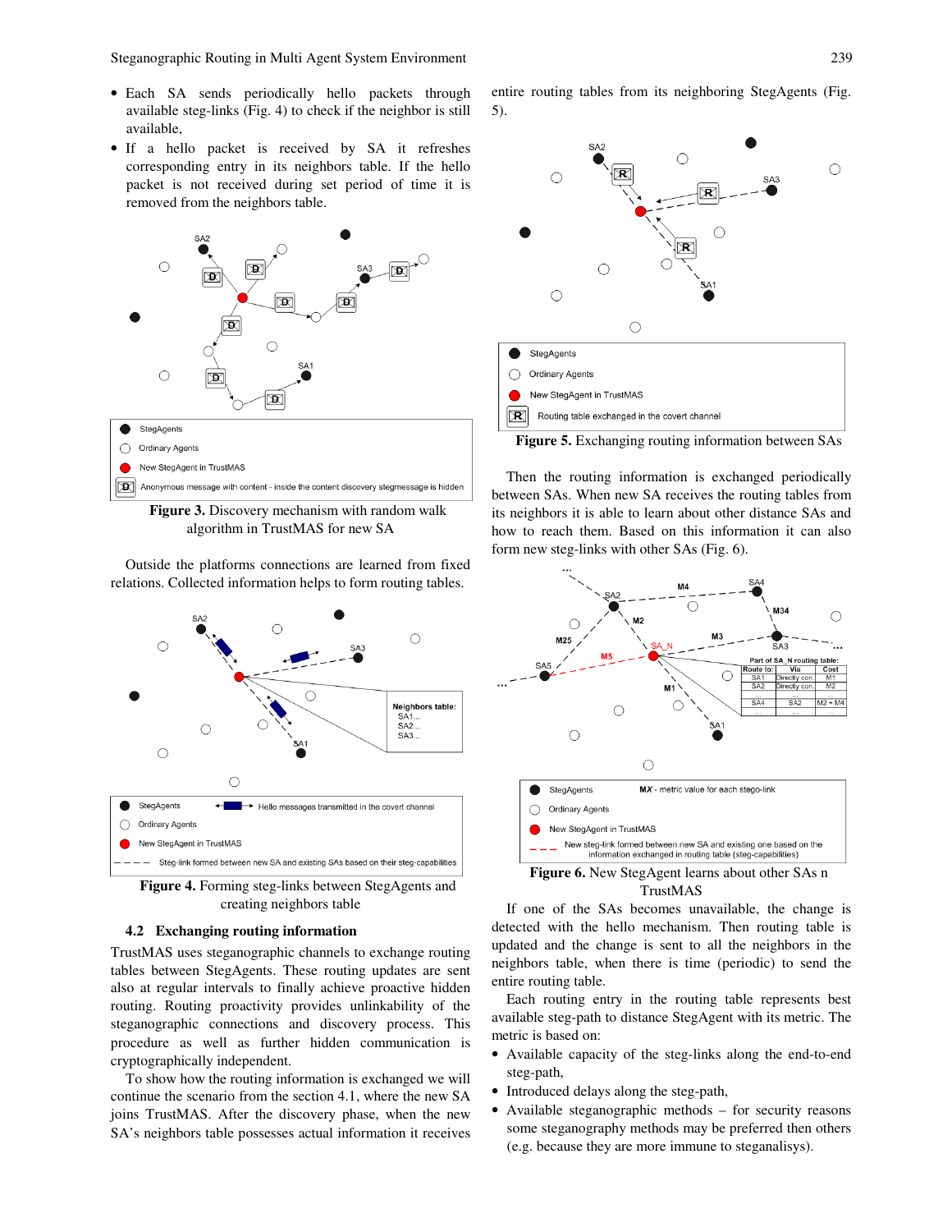- Each SA sends periodically hello packets through available steg-links (Fig. 4) to check if the neighbor is still available,
- If a hello packet is received by SA it refreshes corresponding entry in its neighbors table. If the hello packet is not received during set period of time it is removed from the neighbors table.

**Figure 3.** Discovery mechanism with random walk algorithm in TrustMAS for new SA

Outside the platforms connections are learned from fixed relations. Collected information helps to form routing tables.

**Figure 4.** Forming steg-links between StegAgents and creating neighbors table

### 4.2 Exchanging routing information

TrustMAS uses steganographic channels to exchange routing tables between StegAgents. These routing updates are sent also at regular intervals to finally achieve proactive hidden routing. Routing proactivity provides unlinkability of the steganographic connections and discovery process. This procedure as well as further hidden communication is cryptographically independent.

To show how the routing information is exchanged we will continue the scenario from the section 4.1, where the new SA joins TrustMAS. After the discovery phase, when the new SA's neighbors table possesses actual information it receives entire routing tables from its neighboring StegAgents (Fig. 5).

**Figure 5.** Exchanging routing information between SAs

Then the routing information is exchanged periodically between SAs. When new SA receives the routing tables from its neighbors it is able to learn about other distance SAs and how to reach them. Based on this information it can also form new steg-links with other SAs (Fig. 6).

**Figure 6.** New StegAgent learns about other SAs n TrustMAS

If one of the SAs becomes unavailable, the change is detected with the hello mechanism. Then routing table is updated and the change is sent to all the neighbors in the neighbors table, when there is time (periodic) to send the entire routing table.

Each routing entry in the routing table represents best available steg-path to distance StegAgent with its metric. The metric is based on:

- Available capacity of the steg-links along the end-to-end steg-path,
- Introduced delays along the steg-path,
- Available steganographic methods – for security reasons some steganography methods may be preferred then others (e.g. because they are more immune to steganalisys).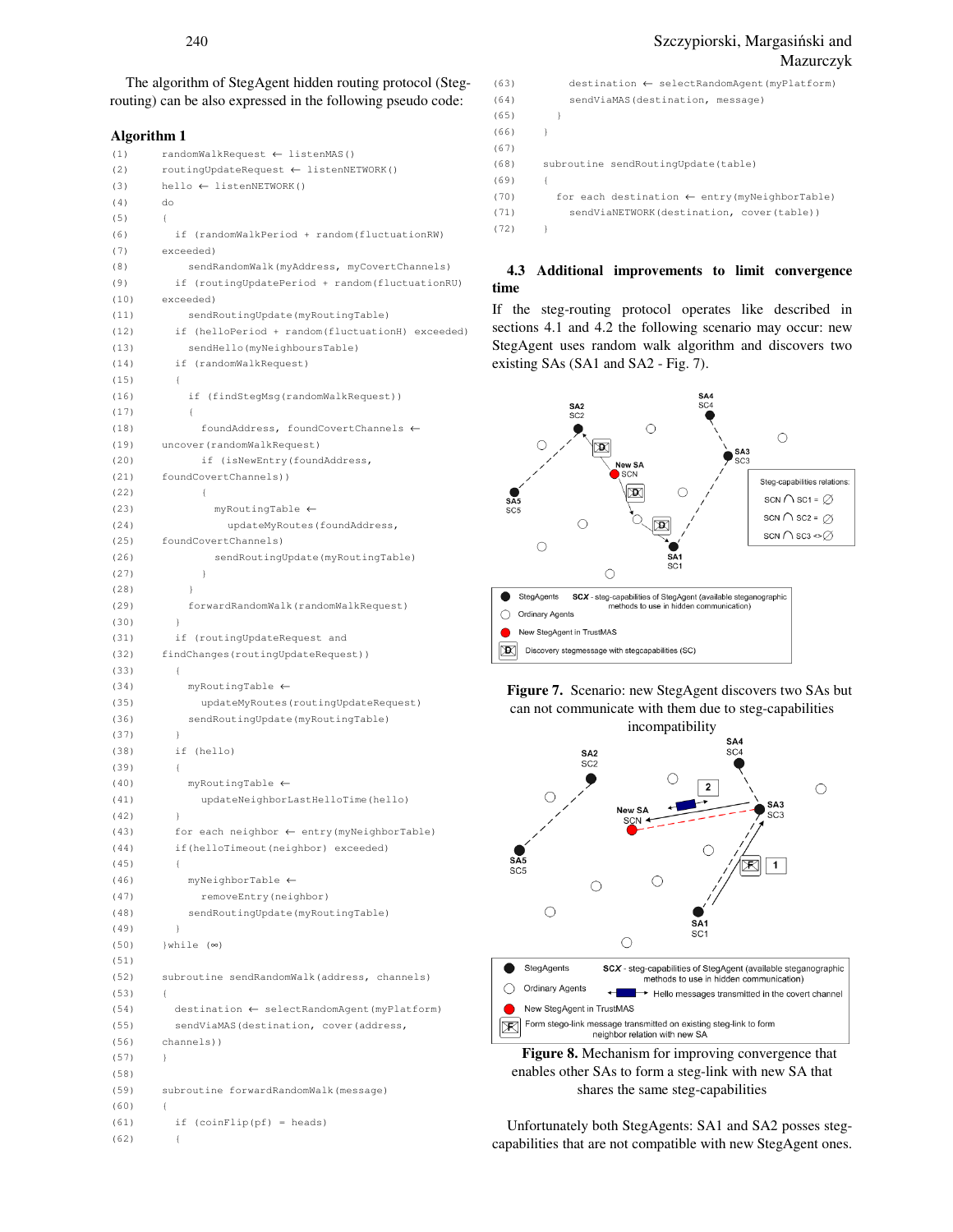The algorithm of StegAgent hidden routing protocol (Steg-routing) can be also expressed in the following pseudo code:

### Algorithm 1

```
(1)       randomWalkRequest ← listenMAS()
(2)       routingUpdateRequest ← listenNETWORK()
(3)       hello ← listenNETWORK()
(4)       do
(5)       {
(6)         if (randomWalkPeriod + random(fluctuationRW)
(7)       exceeded)
(8)           sendRandomWalk(myAddress, myCovertChannels)
(9)         if (routingUpdatePeriod + random(fluctuationRU)
(10)      exceeded)
(11)          sendRoutingUpdate(myRoutingTable)
(12)        if (helloPeriod + random(fluctuationH) exceeded)
(13)          sendHello(myNeighboursTable)
(14)        if (randomWalkRequest)
(15)        {
(16)          if (findStegMsg(randomWalkRequest))
(17)          {
(18)            foundAddress, foundCovertChannels ←
(19)      uncover(randomWalkRequest)
(20)            if (isNewEntry(foundAddress,
(21)      foundCovertChannels))
(22)            {
(23)              myRoutingTable ←
(24)                updateMyRoutes(foundAddress,
(25)      foundCovertChannels)
(26)              sendRoutingUpdate(myRoutingTable)
(27)            }
(28)          }
(29)          forwardRandomWalk(randomWalkRequest)
(30)        }
(31)        if (routingUpdateRequest and
(32)      findChanges(routingUpdateRequest))
(33)        {
(34)          myRoutingTable ←
(35)            updateMyRoutes(routingUpdateRequest)
(36)          sendRoutingUpdate(myRoutingTable)
(37)        }
(38)        if (hello)
(39)        {
(40)          myRoutingTable ←
(41)            updateNeighborLastHelloTime(hello)
(42)        }
(43)        for each neighbor ← entry(myNeighborTable)
(44)        if(helloTimeout(neighbor) exceeded)
(45)        {
(46)          myNeighborTable ←
(47)            removeEntry(neighbor)
(48)          sendRoutingUpdate(myRoutingTable)
(49)        }
(50)      }while (∞)
(51)
(52)      subroutine sendRandomWalk(address, channels)
(53)      {
(54)        destination ← selectRandomAgent(myPlatform)
(55)        sendViaMAS(destination, cover(address,
(56)      channels))
(57)      }
(58)
(59)      subroutine forwardRandomWalk(message)
(60)      {
(61)        if (coinFlip(pf) = heads)
(62)        {
(63)          destination ← selectRandomAgent(myPlatform)
(64)          sendViaMAS(destination, message)
(65)        }
(66)      }
(67)
(68)      subroutine sendRoutingUpdate(table)
(69)      {
(70)        for each destination ← entry(myNeighborTable)
(71)          sendViaNETWORK(destination, cover(table))
(72)      }
```

### 4.3 Additional improvements to limit convergence time

If the steg-routing protocol operates like described in sections 4.1 and 4.2 the following scenario may occur: new StegAgent uses random walk algorithm and discovers two existing SAs (SA1 and SA2 - Fig. 7).

**Figure 7.** Scenario: new StegAgent discovers two SAs but can not communicate with them due to steg-capabilities incompatibility

**Figure 8.** Mechanism for improving convergence that enables other SAs to form a steg-link with new SA that shares the same steg-capabilities

Unfortunately both StegAgents: SA1 and SA2 posses steg-capabilities that are not compatible with new StegAgent ones.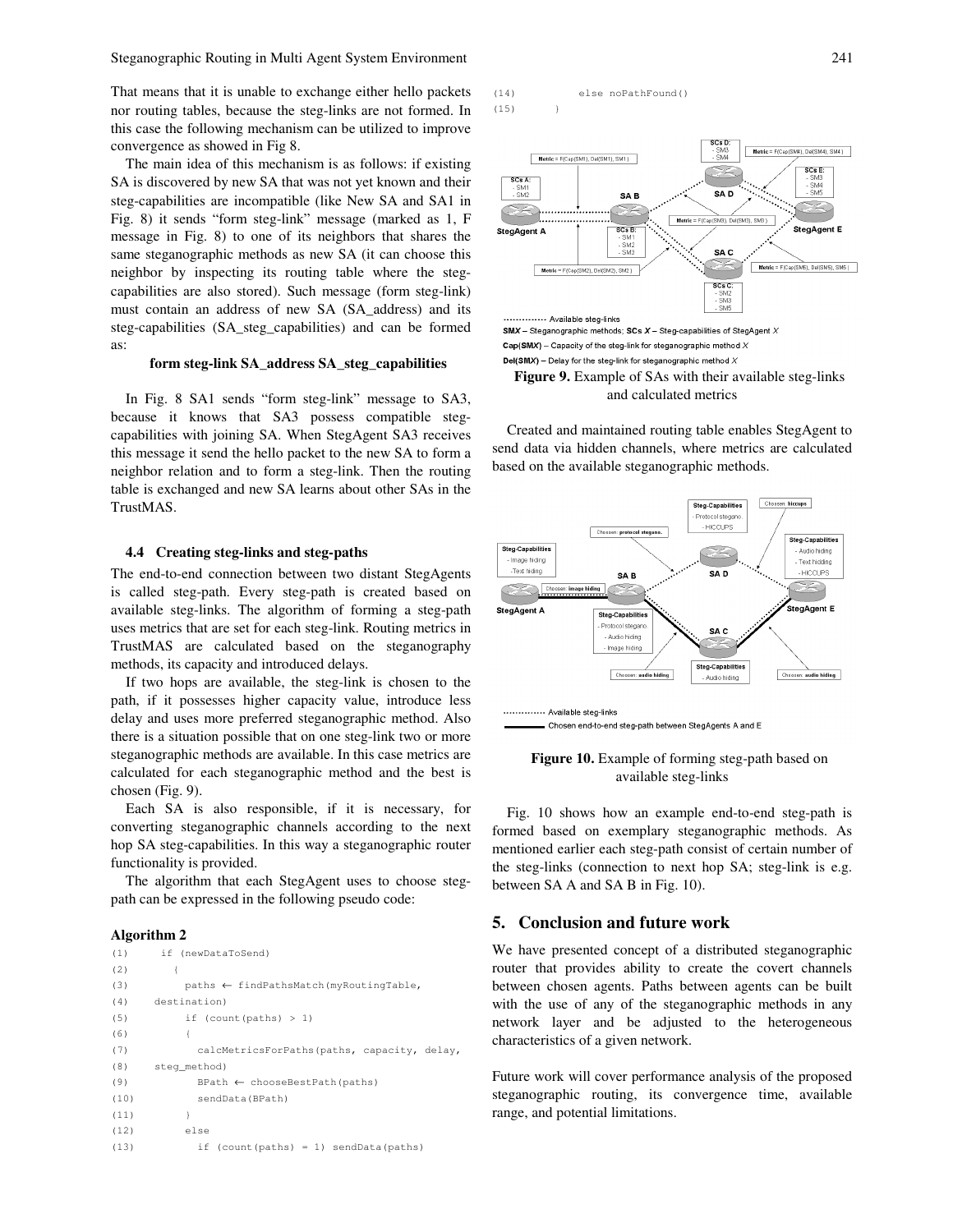That means that it is unable to exchange either hello packets nor routing tables, because the steg-links are not formed. In this case the following mechanism can be utilized to improve convergence as showed in Fig 8.

The main idea of this mechanism is as follows: if existing SA is discovered by new SA that was not yet known and their steg-capabilities are incompatible (like New SA and SA1 in Fig. 8) it sends "form steg-link" message (marked as 1, F message in Fig. 8) to one of its neighbors that shares the same steganographic methods as new SA (it can choose this neighbor by inspecting its routing table where the steg-capabilities are also stored). Such message (form steg-link) must contain an address of new SA (SA_address) and its steg-capabilities (SA_steg_capabilities) and can be formed as:

**form steg-link SA_address SA_steg_capabilities**

In Fig. 8 SA1 sends "form steg-link" message to SA3, because it knows that SA3 possess compatible steg-capabilities with joining SA. When StegAgent SA3 receives this message it send the hello packet to the new SA to form a neighbor relation and to form a steg-link. Then the routing table is exchanged and new SA learns about other SAs in the TrustMAS.

### 4.4 Creating steg-links and steg-paths

The end-to-end connection between two distant StegAgents is called steg-path. Every steg-path is created based on available steg-links. The algorithm of forming a steg-path uses metrics that are set for each steg-link. Routing metrics in TrustMAS are calculated based on the steganography methods, its capacity and introduced delays.

If two hops are available, the steg-link is chosen to the path, if it possesses higher capacity value, introduce less delay and uses more preferred steganographic method. Also there is a situation possible that on one steg-link two or more steganographic methods are available. In this case metrics are calculated for each steganographic method and the best is chosen (Fig. 9).

Each SA is also responsible, if it is necessary, for converting steganographic channels according to the next hop SA steg-capabilities. In this way a steganographic router functionality is provided.

The algorithm that each StegAgent uses to choose steg-path can be expressed in the following pseudo code:

**Algorithm 2**

```
(1)     if (newDataToSend)
(2)       {
(3)         paths ← findPathsMatch(myRoutingTable,
(4)     destination)
(5)         if (count(paths) > 1)
(6)         {
(7)           calcMetricsForPaths(paths, capacity, delay,
(8)     steg_method)
(9)           BPath ← chooseBestPath(paths)
(10)          sendData(BPath)
(11)        }
(12)        else
(13)          if (count(paths) = 1) sendData(paths)
(14)          else noPathFound()
(15)      }
```

**Figure 9.** Example of SAs with their available steg-links and calculated metrics

Created and maintained routing table enables StegAgent to send data via hidden channels, where metrics are calculated based on the available steganographic methods.

**Figure 10.** Example of forming steg-path based on available steg-links

Fig. 10 shows how an example end-to-end steg-path is formed based on exemplary steganographic methods. As mentioned earlier each steg-path consist of certain number of the steg-links (connection to next hop SA; steg-link is e.g. between SA A and SA B in Fig. 10).

## 5. Conclusion and future work

We have presented concept of a distributed steganographic router that provides ability to create the covert channels between chosen agents. Paths between agents can be built with the use of any of the steganographic methods in any network layer and be adjusted to the heterogeneous characteristics of a given network.

Future work will cover performance analysis of the proposed steganographic routing, its convergence time, available range, and potential limitations.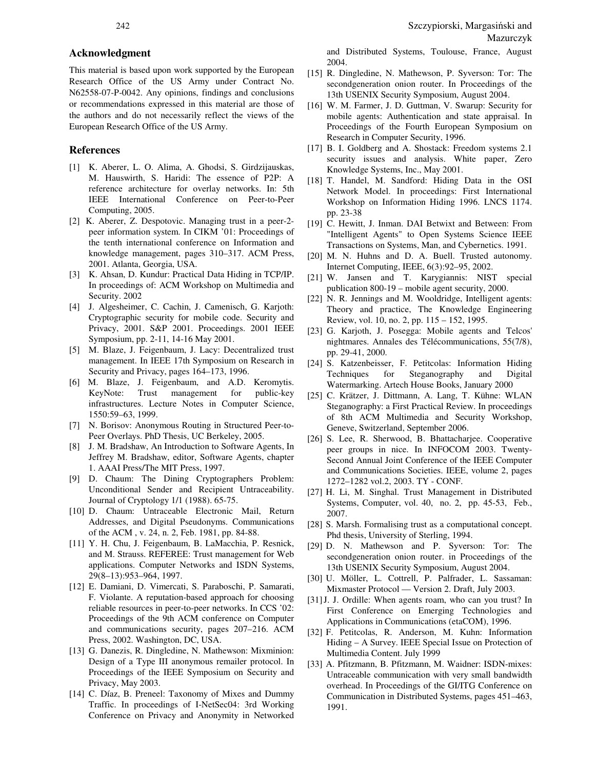## Acknowledgment

This material is based upon work supported by the European Research Office of the US Army under Contract No. N62558-07-P-0042. Any opinions, findings and conclusions or recommendations expressed in this material are those of the authors and do not necessarily reflect the views of the European Research Office of the US Army.

## References

[1] K. Aberer, L. O. Alima, A. Ghodsi, S. Girdzijauskas, M. Hauswirth, S. Haridi: The essence of P2P: A reference architecture for overlay networks. In: 5th IEEE International Conference on Peer-to-Peer Computing, 2005.

[2] K. Aberer, Z. Despotovic. Managing trust in a peer-2-peer information system. In CIKM '01: Proceedings of the tenth international conference on Information and knowledge management, pages 310–317. ACM Press, 2001. Atlanta, Georgia, USA.

[3] K. Ahsan, D. Kundur: Practical Data Hiding in TCP/IP. In proceedings of: ACM Workshop on Multimedia and Security. 2002

[4] J. Algesheimer, C. Cachin, J. Camenisch, G. Karjoth: Cryptographic security for mobile code. Security and Privacy, 2001. S&P 2001. Proceedings. 2001 IEEE Symposium, pp. 2-11, 14-16 May 2001.

[5] M. Blaze, J. Feigenbaum, J. Lacy: Decentralized trust management. In IEEE 17th Symposium on Research in Security and Privacy, pages 164–173, 1996.

[6] M. Blaze, J. Feigenbaum, and A.D. Keromytis. KeyNote: Trust management for public-key infrastructures. Lecture Notes in Computer Science, 1550:59–63, 1999.

[7] N. Borisov: Anonymous Routing in Structured Peer-to-Peer Overlays. PhD Thesis, UC Berkeley, 2005.

[8] J. M. Bradshaw, An Introduction to Software Agents, In Jeffrey M. Bradshaw, editor, Software Agents, chapter 1. AAAI Press/The MIT Press, 1997.

[9] D. Chaum: The Dining Cryptographers Problem: Unconditional Sender and Recipient Untraceability. Journal of Cryptology 1/1 (1988). 65-75.

[10] D. Chaum: Untraceable Electronic Mail, Return Addresses, and Digital Pseudonyms. Communications of the ACM , v. 24, n. 2, Feb. 1981, pp. 84-88.

[11] Y. H. Chu, J. Feigenbaum, B. LaMacchia, P. Resnick, and M. Strauss. REFEREE: Trust management for Web applications. Computer Networks and ISDN Systems, 29(8–13):953–964, 1997.

[12] E. Damiani, D. Vimercati, S. Paraboschi, P. Samarati, F. Violante. A reputation-based approach for choosing reliable resources in peer-to-peer networks. In CCS '02: Proceedings of the 9th ACM conference on Computer and communications security, pages 207–216. ACM Press, 2002. Washington, DC, USA.

[13] G. Danezis, R. Dingledine, N. Mathewson: Mixminion: Design of a Type III anonymous remailer protocol. In Proceedings of the IEEE Symposium on Security and Privacy, May 2003.

[14] C. Díaz, B. Preneel: Taxonomy of Mixes and Dummy Traffic. In proceedings of I-NetSec04: 3rd Working Conference on Privacy and Anonymity in Networked and Distributed Systems, Toulouse, France, August 2004.

[15] R. Dingledine, N. Mathewson, P. Syverson: Tor: The secondgeneration onion router. In Proceedings of the 13th USENIX Security Symposium, August 2004.

[16] W. M. Farmer, J. D. Guttman, V. Swarup: Security for mobile agents: Authentication and state appraisal. In Proceedings of the Fourth European Symposium on Research in Computer Security, 1996.

[17] B. I. Goldberg and A. Shostack: Freedom systems 2.1 security issues and analysis. White paper, Zero Knowledge Systems, Inc., May 2001.

[18] T. Handel, M. Sandford: Hiding Data in the OSI Network Model. In proceedings: First International Workshop on Information Hiding 1996. LNCS 1174. pp. 23-38

[19] C. Hewitt, J. Inman. DAI Betwixt and Between: From "Intelligent Agents" to Open Systems Science IEEE Transactions on Systems, Man, and Cybernetics. 1991.

[20] M. N. Huhns and D. A. Buell. Trusted autonomy. Internet Computing, IEEE, 6(3):92–95, 2002.

[21] W. Jansen and T. Karygiannis: NIST special publication 800-19 – mobile agent security, 2000.

[22] N. R. Jennings and M. Wooldridge, Intelligent agents: Theory and practice, The Knowledge Engineering Review, vol. 10, no. 2, pp. 115 – 152, 1995.

[23] G. Karjoth, J. Posegga: Mobile agents and Telcos' nightmares. Annales des Télécommunications, 55(7/8), pp. 29-41, 2000.

[24] S. Katzenbeisser, F. Petitcolas: Information Hiding Techniques for Steganography and Digital Watermarking. Artech House Books, January 2000

[25] C. Krätzer, J. Dittmann, A. Lang, T. Kühne: WLAN Steganography: a First Practical Review. In proceedings of 8th ACM Multimedia and Security Workshop, Geneve, Switzerland, September 2006.

[26] S. Lee, R. Sherwood, B. Bhattacharjee. Cooperative peer groups in nice. In INFOCOM 2003. Twenty-Second Annual Joint Conference of the IEEE Computer and Communications Societies. IEEE, volume 2, pages 1272–1282 vol.2, 2003. TY - CONF.

[27] H. Li, M. Singhal. Trust Management in Distributed Systems, Computer, vol. 40, no. 2, pp. 45-53, Feb., 2007.

[28] S. Marsh. Formalising trust as a computational concept. Phd thesis, University of Sterling, 1994.

[29] D. N. Mathewson and P. Syverson: Tor: The secondgeneration onion router. in Proceedings of the 13th USENIX Security Symposium, August 2004.

[30] U. Möller, L. Cottrell, P. Palfrader, L. Sassaman: Mixmaster Protocol — Version 2. Draft, July 2003.

[31] J. J. Ordille: When agents roam, who can you trust? In First Conference on Emerging Technologies and Applications in Communications (etaCOM), 1996.

[32] F. Petitcolas, R. Anderson, M. Kuhn: Information Hiding – A Survey. IEEE Special Issue on Protection of Multimedia Content. July 1999

[33] A. Pfitzmann, B. Pfitzmann, M. Waidner: ISDN-mixes: Untraceable communication with very small bandwidth overhead. In Proceedings of the GI/ITG Conference on Communication in Distributed Systems, pages 451–463, 1991.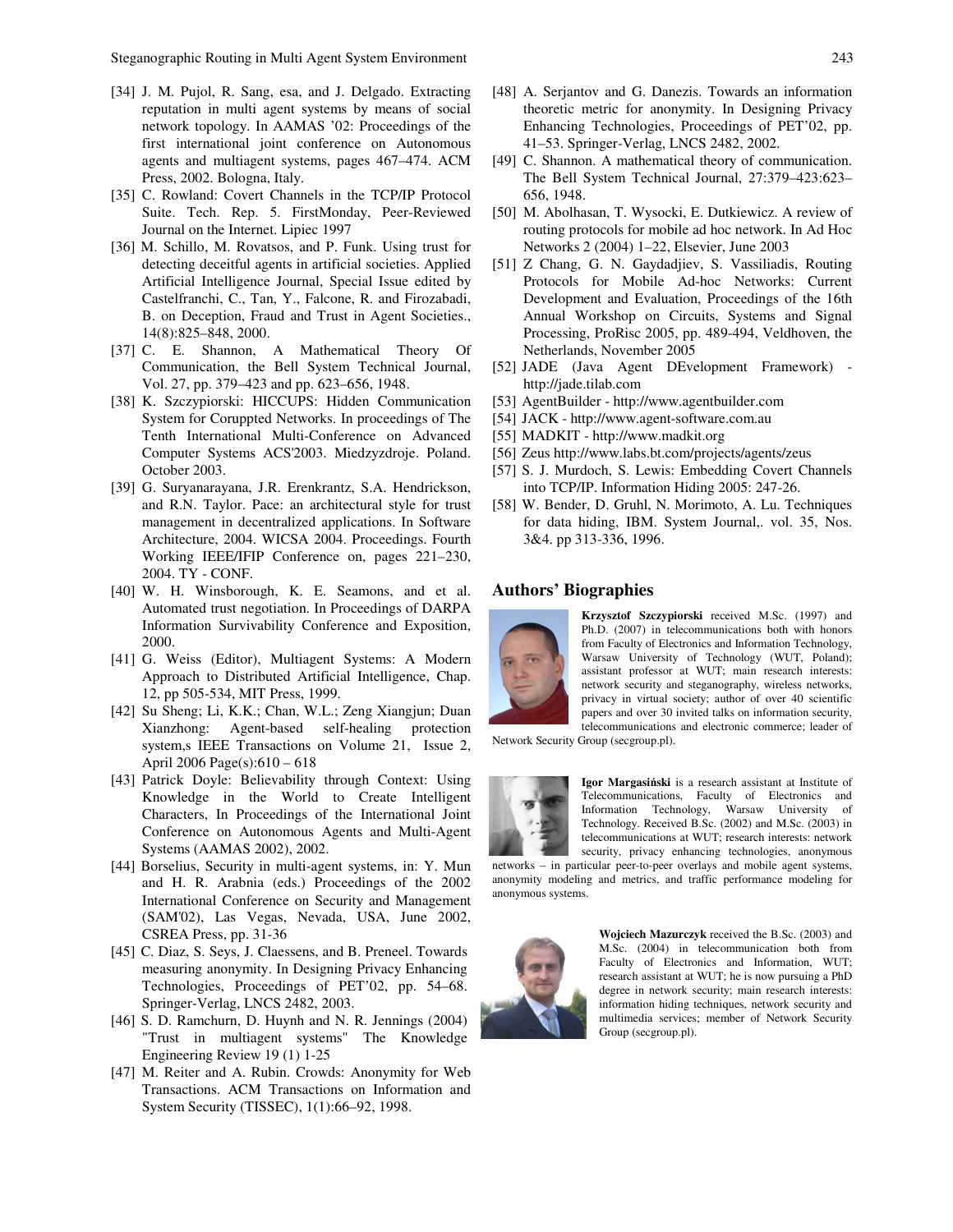[34] J. M. Pujol, R. Sang, esa, and J. Delgado. Extracting reputation in multi agent systems by means of social network topology. In AAMAS '02: Proceedings of the first international joint conference on Autonomous agents and multiagent systems, pages 467–474. ACM Press, 2002. Bologna, Italy.

[35] C. Rowland: Covert Channels in the TCP/IP Protocol Suite. Tech. Rep. 5. FirstMonday, Peer-Reviewed Journal on the Internet. Lipiec 1997

[36] M. Schillo, M. Rovatsos, and P. Funk. Using trust for detecting deceitful agents in artificial societies. Applied Artificial Intelligence Journal, Special Issue edited by Castelfranchi, C., Tan, Y., Falcone, R. and Firozabadi, B. on Deception, Fraud and Trust in Agent Societies., 14(8):825–848, 2000.

[37] C. E. Shannon, A Mathematical Theory Of Communication, the Bell System Technical Journal, Vol. 27, pp. 379–423 and pp. 623–656, 1948.

[38] K. Szczypiorski: HICCUPS: Hidden Communication System for Coruppted Networks. In proceedings of The Tenth International Multi-Conference on Advanced Computer Systems ACS'2003. Miedzyzdroje. Poland. October 2003.

[39] G. Suryanarayana, J.R. Erenkrantz, S.A. Hendrickson, and R.N. Taylor. Pace: an architectural style for trust management in decentralized applications. In Software Architecture, 2004. WICSA 2004. Proceedings. Fourth Working IEEE/IFIP Conference on, pages 221–230, 2004. TY - CONF.

[40] W. H. Winsborough, K. E. Seamons, and et al. Automated trust negotiation. In Proceedings of DARPA Information Survivability Conference and Exposition, 2000.

[41] G. Weiss (Editor), Multiagent Systems: A Modern Approach to Distributed Artificial Intelligence, Chap. 12, pp 505-534, MIT Press, 1999.

[42] Su Sheng; Li, K.K.; Chan, W.L.; Zeng Xiangjun; Duan Xianzhong: Agent-based self-healing protection system,s IEEE Transactions on Volume 21, Issue 2, April 2006 Page(s):610 – 618

[43] Patrick Doyle: Believability through Context: Using Knowledge in the World to Create Intelligent Characters, In Proceedings of the International Joint Conference on Autonomous Agents and Multi-Agent Systems (AAMAS 2002), 2002.

[44] Borselius, Security in multi-agent systems, in: Y. Mun and H. R. Arabnia (eds.) Proceedings of the 2002 International Conference on Security and Management (SAM'02), Las Vegas, Nevada, USA, June 2002, CSREA Press, pp. 31-36

[45] C. Diaz, S. Seys, J. Claessens, and B. Preneel. Towards measuring anonymity. In Designing Privacy Enhancing Technologies, Proceedings of PET'02, pp. 54–68. Springer-Verlag, LNCS 2482, 2003.

[46] S. D. Ramchurn, D. Huynh and N. R. Jennings (2004) "Trust in multiagent systems" The Knowledge Engineering Review 19 (1) 1-25

[47] M. Reiter and A. Rubin. Crowds: Anonymity for Web Transactions. ACM Transactions on Information and System Security (TISSEC), 1(1):66–92, 1998.

[48] A. Serjantov and G. Danezis. Towards an information theoretic metric for anonymity. In Designing Privacy Enhancing Technologies, Proceedings of PET'02, pp. 41–53. Springer-Verlag, LNCS 2482, 2002.

[49] C. Shannon. A mathematical theory of communication. The Bell System Technical Journal, 27:379–423:623–656, 1948.

[50] M. Abolhasan, T. Wysocki, E. Dutkiewicz. A review of routing protocols for mobile ad hoc network. In Ad Hoc Networks 2 (2004) 1–22, Elsevier, June 2003

[51] Z Chang, G. N. Gaydadjiev, S. Vassiliadis, Routing Protocols for Mobile Ad-hoc Networks: Current Development and Evaluation, Proceedings of the 16th Annual Workshop on Circuits, Systems and Signal Processing, ProRisc 2005, pp. 489-494, Veldhoven, the Netherlands, November 2005

[52] JADE (Java Agent DEvelopment Framework) - http://jade.tilab.com

[53] AgentBuilder - http://www.agentbuilder.com

[54] JACK - http://www.agent-software.com.au

[55] MADKIT - http://www.madkit.org

[56] Zeus http://www.labs.bt.com/projects/agents/zeus

[57] S. J. Murdoch, S. Lewis: Embedding Covert Channels into TCP/IP. Information Hiding 2005: 247-26.

[58] W. Bender, D. Gruhl, N. Morimoto, A. Lu. Techniques for data hiding, IBM. System Journal,. vol. 35, Nos. 3&4. pp 313-336, 1996.

## Authors' Biographies

**Krzysztof Szczypiorski** received M.Sc. (1997) and Ph.D. (2007) in telecommunications both with honors from Faculty of Electronics and Information Technology, Warsaw University of Technology (WUT, Poland); assistant professor at WUT; main research interests: network security and steganography, wireless networks, privacy in virtual society; author of over 40 scientific papers and over 30 invited talks on information security, telecommunications and electronic commerce; leader of Network Security Group (secgroup.pl).

**Igor Margasiński** is a research assistant at Institute of Telecommunications, Faculty of Electronics and Information Technology, Warsaw University of Technology. Received B.Sc. (2002) and M.Sc. (2003) in telecommunications at WUT; research interests: network security, privacy enhancing technologies, anonymous networks – in particular peer-to-peer overlays and mobile agent systems, anonymity modeling and metrics, and traffic performance modeling for anonymous systems.

**Wojciech Mazurczyk** received the B.Sc. (2003) and M.Sc. (2004) in telecommunication both from Faculty of Electronics and Information, WUT; research assistant at WUT; he is now pursuing a PhD degree in network security; main research interests: information hiding techniques, network security and multimedia services; member of Network Security Group (secgroup.pl).